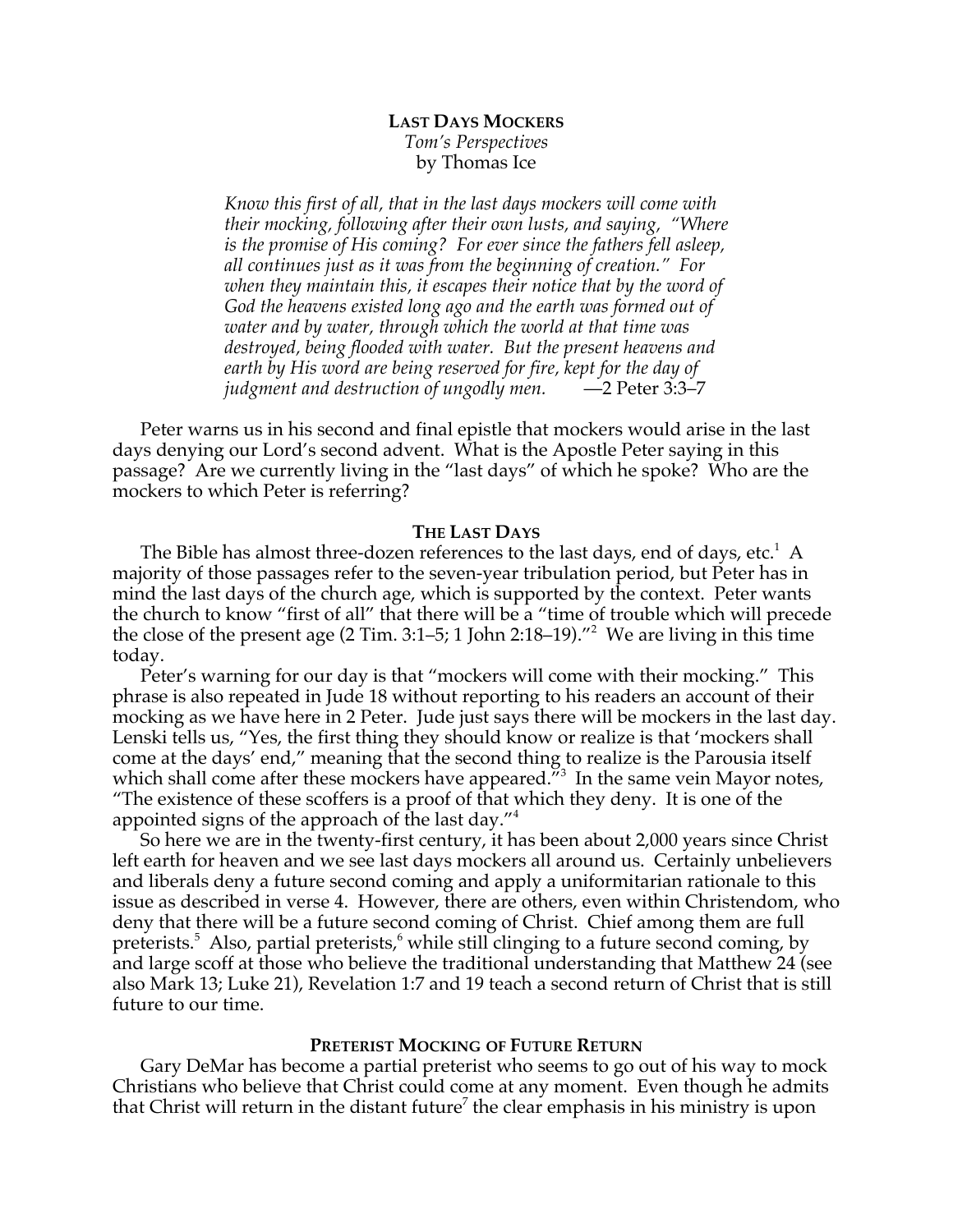# Last Days Mockers

*Tom's Perspectives*

by Thomas Ice

> *Know this first of all, that in the last days mockers will come with their mocking, following after their own lusts, and saying, "Where is the promise of His coming? For ever since the fathers fell asleep, all continues just as it was from the beginning of creation." For when they maintain this, it escapes their notice that by the word of God the heavens existed long ago and the earth was formed out of water and by water, through which the world at that time was destroyed, being flooded with water. But the present heavens and earth by His word are being reserved for fire, kept for the day of judgment and destruction of ungodly men.* —2 Peter 3:3–7

Peter warns us in his second and final epistle that mockers would arise in the last days denying our Lord's second advent. What is the Apostle Peter saying in this passage? Are we currently living in the "last days" of which he spoke? Who are the mockers to which Peter is referring?

## The Last Days

The Bible has almost three-dozen references to the last days, end of days, etc.[1] A majority of those passages refer to the seven-year tribulation period, but Peter has in mind the last days of the church age, which is supported by the context. Peter wants the church to know "first of all" that there will be a "time of trouble which will precede the close of the present age (2 Tim. 3:1–5; 1 John 2:18–19)."[2] We are living in this time today.

Peter's warning for our day is that "mockers will come with their mocking." This phrase is also repeated in Jude 18 without reporting to his readers an account of their mocking as we have here in 2 Peter. Jude just says there will be mockers in the last day. Lenski tells us, "Yes, the first thing they should know or realize is that 'mockers shall come at the days' end," meaning that the second thing to realize is the Parousia itself which shall come after these mockers have appeared."[3] In the same vein Mayor notes, "The existence of these scoffers is a proof of that which they deny. It is one of the appointed signs of the approach of the last day."[4]

So here we are in the twenty-first century, it has been about 2,000 years since Christ left earth for heaven and we see last days mockers all around us. Certainly unbelievers and liberals deny a future second coming and apply a uniformitarian rationale to this issue as described in verse 4. However, there are others, even within Christendom, who deny that there will be a future second coming of Christ. Chief among them are full preterists.[5] Also, partial preterists,[6] while still clinging to a future second coming, by and large scoff at those who believe the traditional understanding that Matthew 24 (see also Mark 13; Luke 21), Revelation 1:7 and 19 teach a second return of Christ that is still future to our time.

## Preterist Mocking of Future Return

Gary DeMar has become a partial preterist who seems to go out of his way to mock Christians who believe that Christ could come at any moment. Even though he admits that Christ will return in the distant future[7] the clear emphasis in his ministry is upon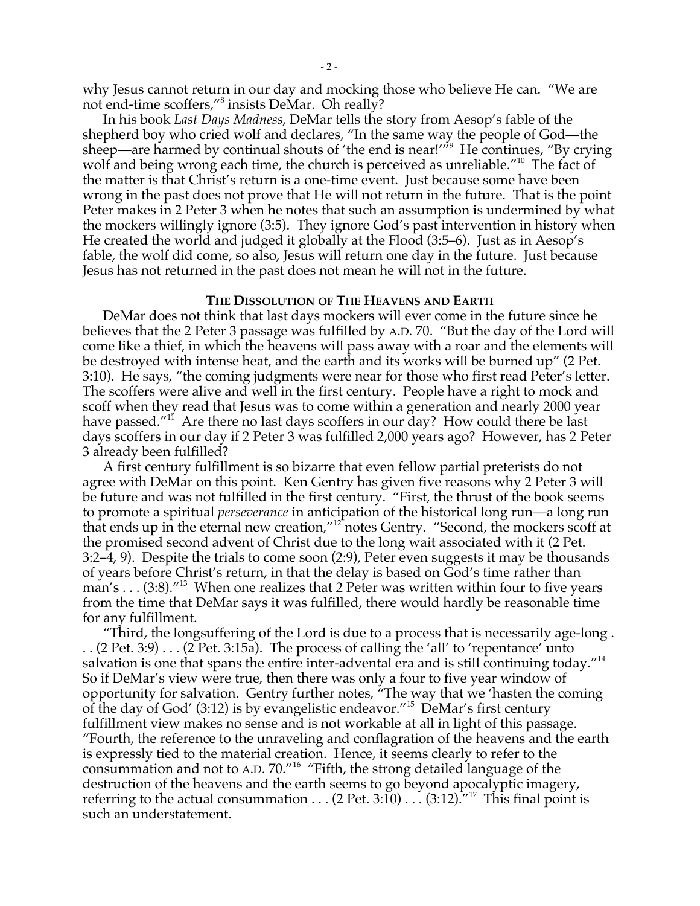why Jesus cannot return in our day and mocking those who believe He can. "We are not end-time scoffers,"[8] insists DeMar. Oh really?

In his book *Last Days Madness*, DeMar tells the story from Aesop's fable of the shepherd boy who cried wolf and declares, "In the same way the people of God—the sheep—are harmed by continual shouts of 'the end is near!'"[9] He continues, "By crying wolf and being wrong each time, the church is perceived as unreliable."[10] The fact of the matter is that Christ's return is a one-time event. Just because some have been wrong in the past does not prove that He will not return in the future. That is the point Peter makes in 2 Peter 3 when he notes that such an assumption is undermined by what the mockers willingly ignore (3:5). They ignore God's past intervention in history when He created the world and judged it globally at the Flood (3:5–6). Just as in Aesop's fable, the wolf did come, so also, Jesus will return one day in the future. Just because Jesus has not returned in the past does not mean he will not in the future.

## THE DISSOLUTION OF THE HEAVENS AND EARTH

DeMar does not think that last days mockers will ever come in the future since he believes that the 2 Peter 3 passage was fulfilled by A.D. 70. "But the day of the Lord will come like a thief, in which the heavens will pass away with a roar and the elements will be destroyed with intense heat, and the earth and its works will be burned up" (2 Pet. 3:10). He says, "the coming judgments were near for those who first read Peter's letter. The scoffers were alive and well in the first century. People have a right to mock and scoff when they read that Jesus was to come within a generation and nearly 2000 year have passed."[11] Are there no last days scoffers in our day? How could there be last days scoffers in our day if 2 Peter 3 was fulfilled 2,000 years ago? However, has 2 Peter 3 already been fulfilled?

A first century fulfillment is so bizarre that even fellow partial preterists do not agree with DeMar on this point. Ken Gentry has given five reasons why 2 Peter 3 will be future and was not fulfilled in the first century. "First, the thrust of the book seems to promote a spiritual *perseverance* in anticipation of the historical long run—a long run that ends up in the eternal new creation,"[12] notes Gentry. "Second, the mockers scoff at the promised second advent of Christ due to the long wait associated with it (2 Pet. 3:2–4, 9). Despite the trials to come soon (2:9), Peter even suggests it may be thousands of years before Christ's return, in that the delay is based on God's time rather than man's . . . (3:8)."[13] When one realizes that 2 Peter was written within four to five years from the time that DeMar says it was fulfilled, there would hardly be reasonable time for any fulfillment.

"Third, the longsuffering of the Lord is due to a process that is necessarily age-long . . . (2 Pet. 3:9) . . . (2 Pet. 3:15a). The process of calling the 'all' to 'repentance' unto salvation is one that spans the entire inter-advental era and is still continuing today."[14] So if DeMar's view were true, then there was only a four to five year window of opportunity for salvation. Gentry further notes, "The way that we 'hasten the coming of the day of God' (3:12) is by evangelistic endeavor."[15] DeMar's first century fulfillment view makes no sense and is not workable at all in light of this passage. "Fourth, the reference to the unraveling and conflagration of the heavens and the earth is expressly tied to the material creation. Hence, it seems clearly to refer to the consummation and not to A.D. 70."[16] "Fifth, the strong detailed language of the destruction of the heavens and the earth seems to go beyond apocalyptic imagery, referring to the actual consummation . . . (2 Pet. 3:10) . . . (3:12)."[17] This final point is such an understatement.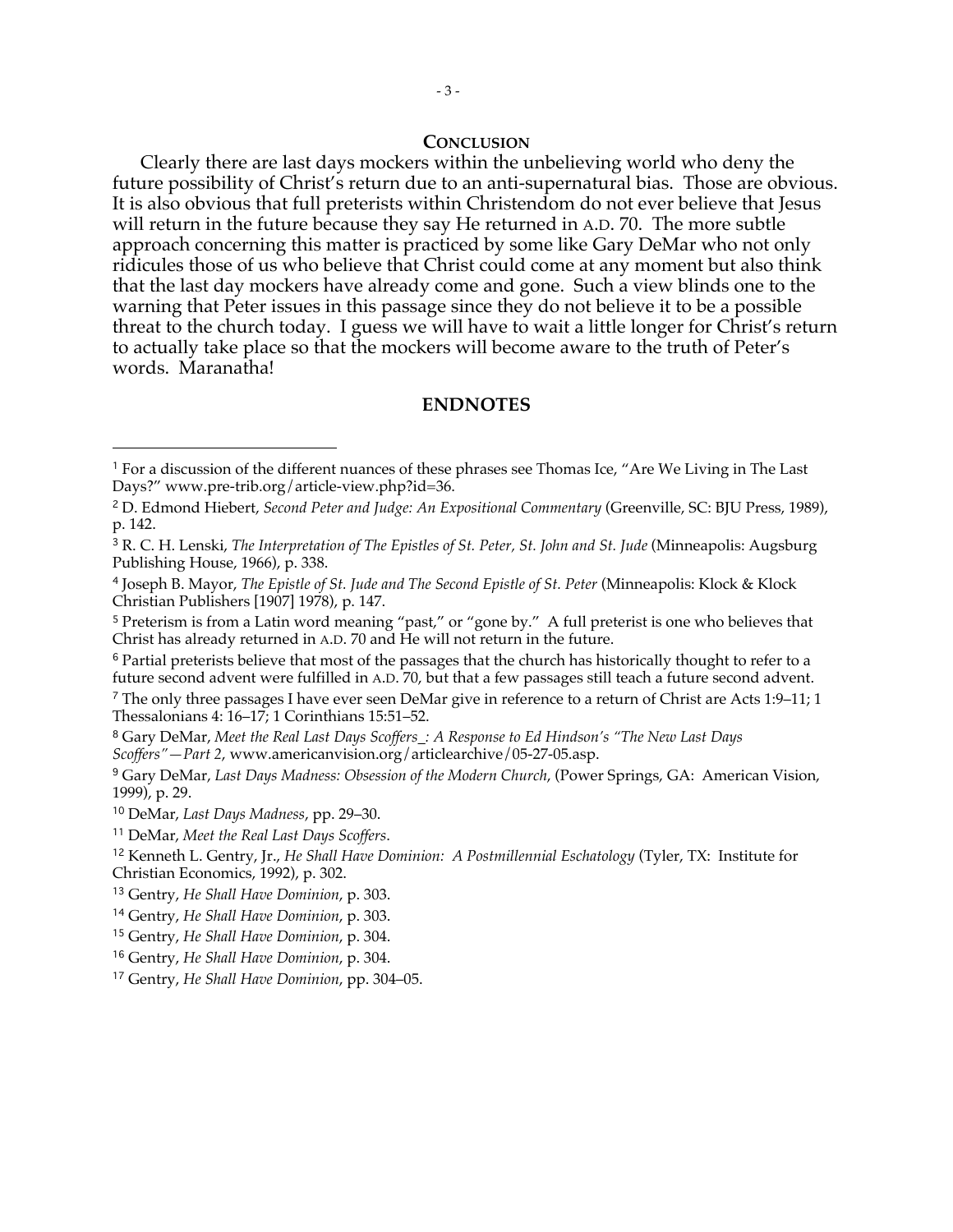## CONCLUSION

Clearly there are last days mockers within the unbelieving world who deny the future possibility of Christ's return due to an anti-supernatural bias. Those are obvious. It is also obvious that full preterists within Christendom do not ever believe that Jesus will return in the future because they say He returned in A.D. 70. The more subtle approach concerning this matter is practiced by some like Gary DeMar who not only ridicules those of us who believe that Christ could come at any moment but also think that the last day mockers have already come and gone. Such a view blinds one to the warning that Peter issues in this passage since they do not believe it to be a possible threat to the church today. I guess we will have to wait a little longer for Christ's return to actually take place so that the mockers will become aware to the truth of Peter's words. Maranatha!

## ENDNOTES

[1] For a discussion of the different nuances of these phrases see Thomas Ice, "Are We Living in The Last Days?" www.pre-trib.org/article-view.php?id=36.

[2] D. Edmond Hiebert, *Second Peter and Judge: An Expositional Commentary* (Greenville, SC: BJU Press, 1989), p. 142.

[3] R. C. H. Lenski, *The Interpretation of The Epistles of St. Peter, St. John and St. Jude* (Minneapolis: Augsburg Publishing House, 1966), p. 338.

[4] Joseph B. Mayor, *The Epistle of St. Jude and The Second Epistle of St. Peter* (Minneapolis: Klock & Klock Christian Publishers [1907] 1978), p. 147.

[5] Preterism is from a Latin word meaning "past," or "gone by." A full preterist is one who believes that Christ has already returned in A.D. 70 and He will not return in the future.

[6] Partial preterists believe that most of the passages that the church has historically thought to refer to a future second advent were fulfilled in A.D. 70, but that a few passages still teach a future second advent.

[7] The only three passages I have ever seen DeMar give in reference to a return of Christ are Acts 1:9–11; 1 Thessalonians 4: 16–17; 1 Corinthians 15:51–52.

[8] Gary DeMar, *Meet the Real Last Days Scoffers_: A Response to Ed Hindson's "The New Last Days Scoffers"—Part 2*, www.americanvision.org/articlearchive/05-27-05.asp.

[9] Gary DeMar, *Last Days Madness: Obsession of the Modern Church*, (Power Springs, GA: American Vision, 1999), p. 29.

[10] DeMar, *Last Days Madness*, pp. 29–30.

[11] DeMar, *Meet the Real Last Days Scoffers*.

[12] Kenneth L. Gentry, Jr., *He Shall Have Dominion: A Postmillennial Eschatology* (Tyler, TX: Institute for Christian Economics, 1992), p. 302.

[13] Gentry, *He Shall Have Dominion*, p. 303.

[14] Gentry, *He Shall Have Dominion*, p. 303.

[15] Gentry, *He Shall Have Dominion*, p. 304.

[16] Gentry, *He Shall Have Dominion*, p. 304.

[17] Gentry, *He Shall Have Dominion*, pp. 304–05.